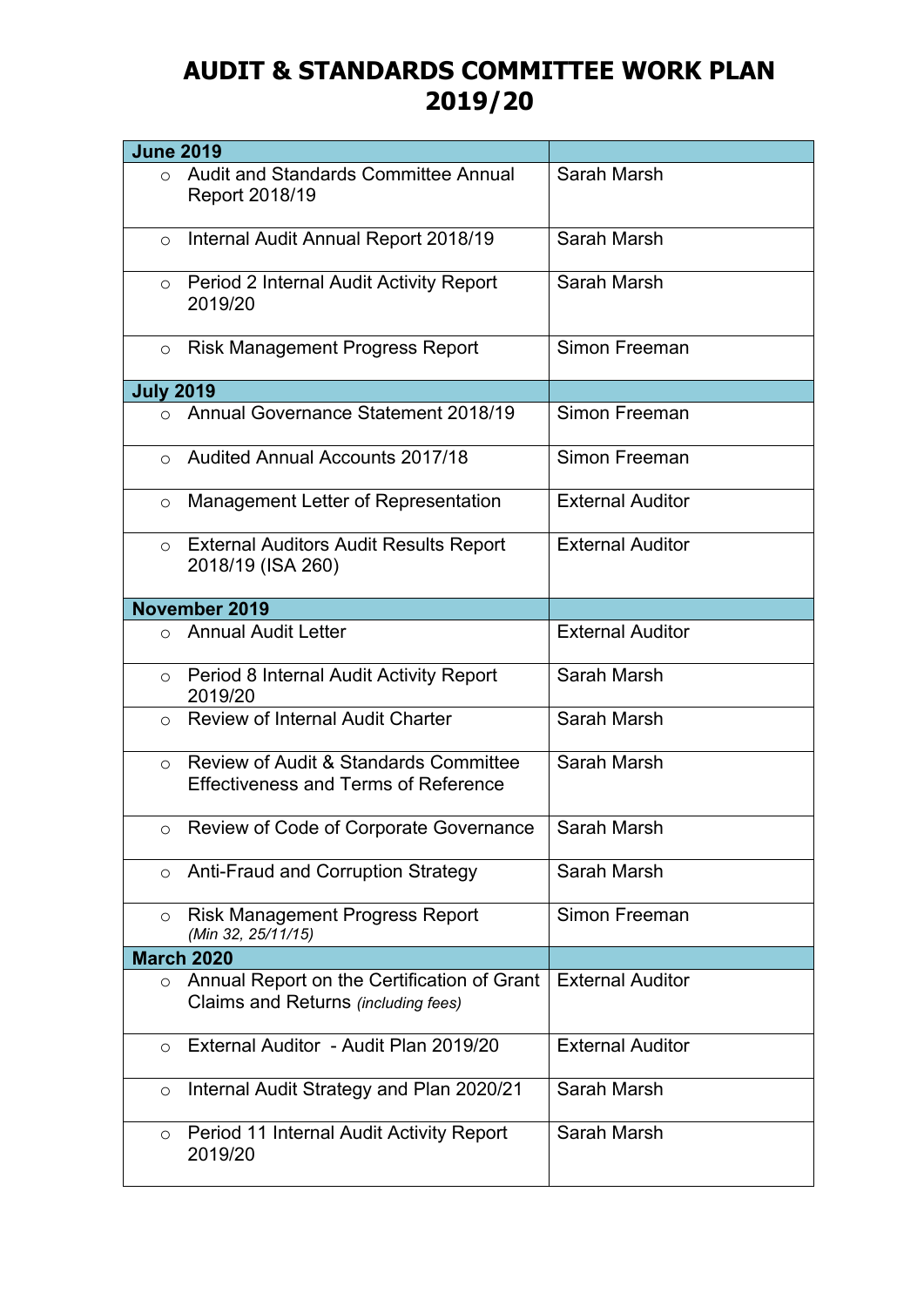# AUDIT & STANDARDS COMMITTEE WORK PLAN 2019/20

| **June 2019** | |
|---|---|
| ○ Audit and Standards Committee Annual Report 2018/19 | Sarah Marsh |
| ○ Internal Audit Annual Report 2018/19 | Sarah Marsh |
| ○ Period 2 Internal Audit Activity Report 2019/20 | Sarah Marsh |
| ○ Risk Management Progress Report | Simon Freeman |
| **July 2019** | |
| ○ Annual Governance Statement 2018/19 | Simon Freeman |
| ○ Audited Annual Accounts 2017/18 | Simon Freeman |
| ○ Management Letter of Representation | External Auditor |
| ○ External Auditors Audit Results Report 2018/19 (ISA 260) | External Auditor |
| **November 2019** | |
| ○ Annual Audit Letter | External Auditor |
| ○ Period 8 Internal Audit Activity Report 2019/20 | Sarah Marsh |
| ○ Review of Internal Audit Charter | Sarah Marsh |
| ○ Review of Audit & Standards Committee Effectiveness and Terms of Reference | Sarah Marsh |
| ○ Review of Code of Corporate Governance | Sarah Marsh |
| ○ Anti-Fraud and Corruption Strategy | Sarah Marsh |
| ○ Risk Management Progress Report *(Min 32, 25/11/15)* | Simon Freeman |
| **March 2020** | |
| ○ Annual Report on the Certification of Grant Claims and Returns *(including fees)* | External Auditor |
| ○ External Auditor - Audit Plan 2019/20 | External Auditor |
| ○ Internal Audit Strategy and Plan 2020/21 | Sarah Marsh |
| ○ Period 11 Internal Audit Activity Report 2019/20 | Sarah Marsh |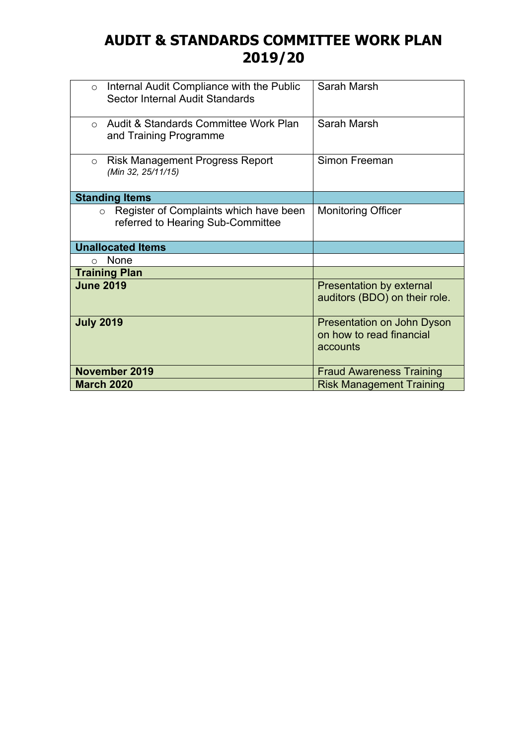# AUDIT & STANDARDS COMMITTEE WORK PLAN 2019/20

| | |
|---|---|
| ○ Internal Audit Compliance with the Public Sector Internal Audit Standards | Sarah Marsh |
| ○ Audit & Standards Committee Work Plan and Training Programme | Sarah Marsh |
| ○ Risk Management Progress Report *(Min 32, 25/11/15)* | Simon Freeman |
| **Standing Items** | |
| ○ Register of Complaints which have been referred to Hearing Sub-Committee | Monitoring Officer |
| **Unallocated Items** | |
| ○ None | |
| **Training Plan** | |
| **June 2019** | Presentation by external auditors (BDO) on their role. |
| **July 2019** | Presentation on John Dyson on how to read financial accounts |
| **November 2019** | Fraud Awareness Training |
| **March 2020** | Risk Management Training |